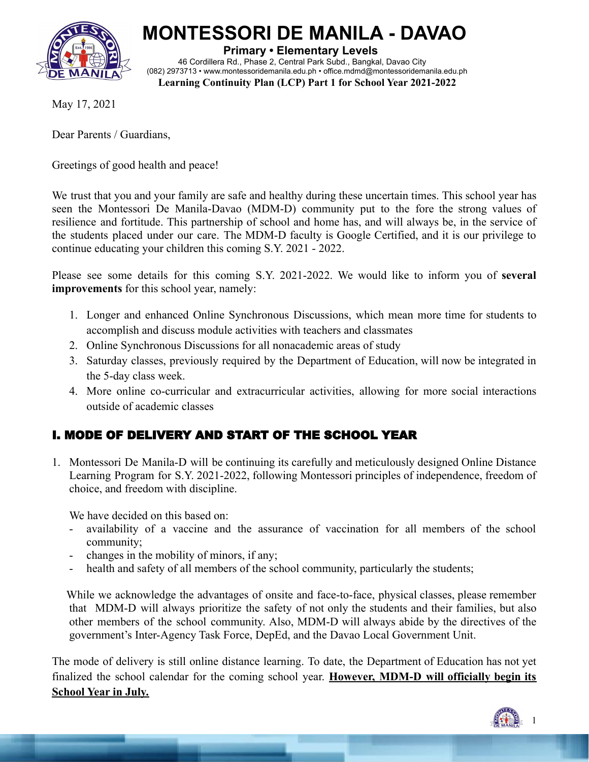# MONTESSORI DE MANILA - DAVAO

**Primary • Elementary Levels**

46 Cordillera Rd., Phase 2, Central Park Subd., Bangkal, Davao City
(082) 2973713 • www.montessoridemanila.edu.ph • office.mdmd@montessoridemanila.edu.ph

**Learning Continuity Plan (LCP) Part 1 for School Year 2021-2022**

May 17, 2021

Dear Parents / Guardians,

Greetings of good health and peace!

We trust that you and your family are safe and healthy during these uncertain times. This school year has seen the Montessori De Manila-Davao (MDM-D) community put to the fore the strong values of resilience and fortitude. This partnership of school and home has, and will always be, in the service of the students placed under our care. The MDM-D faculty is Google Certified, and it is our privilege to continue educating your children this coming S.Y. 2021 - 2022.

Please see some details for this coming S.Y. 2021-2022. We would like to inform you of **several improvements** for this school year, namely:

1. Longer and enhanced Online Synchronous Discussions, which mean more time for students to accomplish and discuss module activities with teachers and classmates
2. Online Synchronous Discussions for all nonacademic areas of study
3. Saturday classes, previously required by the Department of Education, will now be integrated in the 5-day class week.
4. More online co-curricular and extracurricular activities, allowing for more social interactions outside of academic classes

## I. MODE OF DELIVERY AND START OF THE SCHOOL YEAR

1. Montessori De Manila-D will be continuing its carefully and meticulously designed Online Distance Learning Program for S.Y. 2021-2022, following Montessori principles of independence, freedom of choice, and freedom with discipline.

   We have decided on this based on:
   - availability of a vaccine and the assurance of vaccination for all members of the school community;
   - changes in the mobility of minors, if any;
   - health and safety of all members of the school community, particularly the students;

   While we acknowledge the advantages of onsite and face-to-face, physical classes, please remember that MDM-D will always prioritize the safety of not only the students and their families, but also other members of the school community. Also, MDM-D will always abide by the directives of the government's Inter-Agency Task Force, DepEd, and the Davao Local Government Unit.

The mode of delivery is still online distance learning. To date, the Department of Education has not yet finalized the school calendar for the coming school year. **<u>However, MDM-D will officially begin its School Year in July.</u>**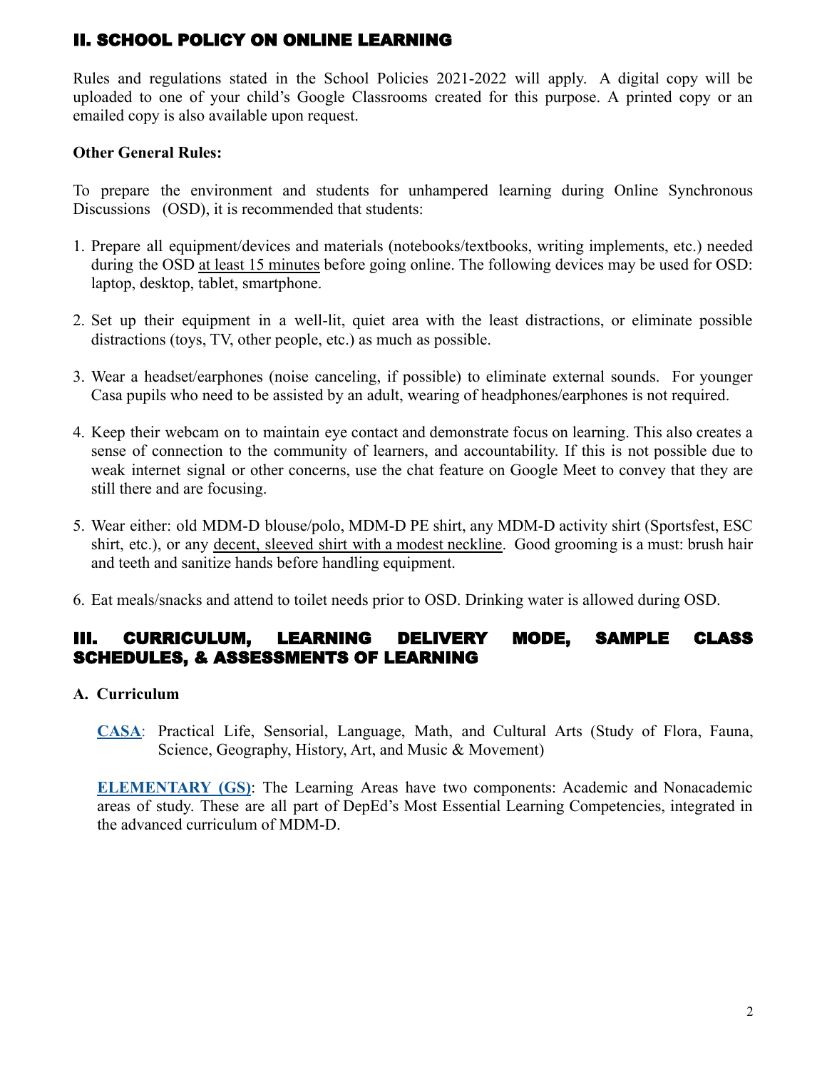## II. SCHOOL POLICY ON ONLINE LEARNING

Rules and regulations stated in the School Policies 2021-2022 will apply. A digital copy will be uploaded to one of your child's Google Classrooms created for this purpose. A printed copy or an emailed copy is also available upon request.

**Other General Rules:**

To prepare the environment and students for unhampered learning during Online Synchronous Discussions (OSD), it is recommended that students:

1. Prepare all equipment/devices and materials (notebooks/textbooks, writing implements, etc.) needed during the OSD at least 15 minutes before going online. The following devices may be used for OSD: laptop, desktop, tablet, smartphone.

2. Set up their equipment in a well-lit, quiet area with the least distractions, or eliminate possible distractions (toys, TV, other people, etc.) as much as possible.

3. Wear a headset/earphones (noise canceling, if possible) to eliminate external sounds. For younger Casa pupils who need to be assisted by an adult, wearing of headphones/earphones is not required.

4. Keep their webcam on to maintain eye contact and demonstrate focus on learning. This also creates a sense of connection to the community of learners, and accountability. If this is not possible due to weak internet signal or other concerns, use the chat feature on Google Meet to convey that they are still there and are focusing.

5. Wear either: old MDM-D blouse/polo, MDM-D PE shirt, any MDM-D activity shirt (Sportsfest, ESC shirt, etc.), or any decent, sleeved shirt with a modest neckline. Good grooming is a must: brush hair and teeth and sanitize hands before handling equipment.

6. Eat meals/snacks and attend to toilet needs prior to OSD. Drinking water is allowed during OSD.

## III. CURRICULUM, LEARNING DELIVERY MODE, SAMPLE CLASS SCHEDULES, & ASSESSMENTS OF LEARNING

**A. Curriculum**

**CASA**: Practical Life, Sensorial, Language, Math, and Cultural Arts (Study of Flora, Fauna, Science, Geography, History, Art, and Music & Movement)

**ELEMENTARY (GS)**: The Learning Areas have two components: Academic and Nonacademic areas of study. These are all part of DepEd's Most Essential Learning Competencies, integrated in the advanced curriculum of MDM-D.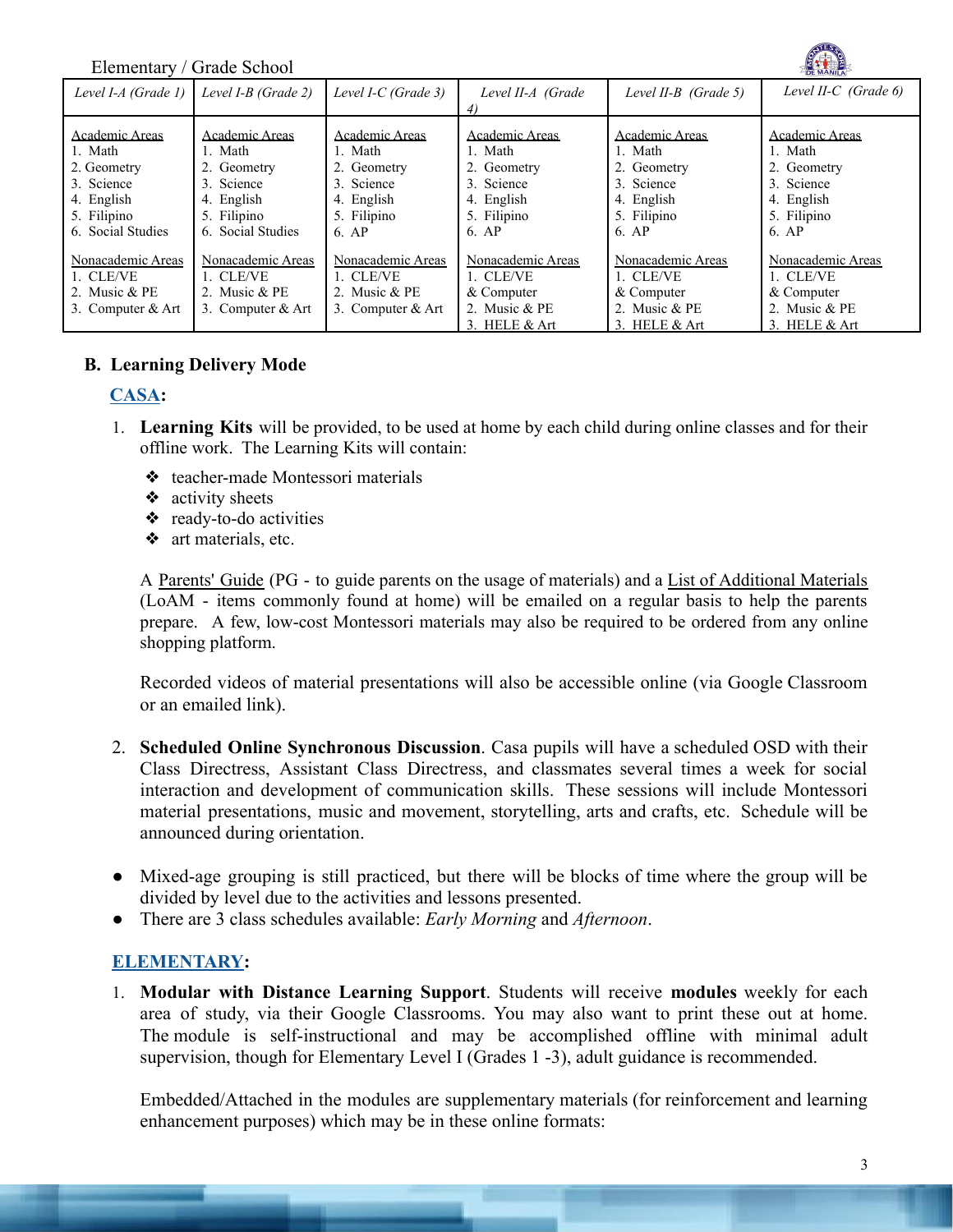Elementary / Grade School

| Level I-A (Grade 1) | Level I-B (Grade 2) | Level I-C (Grade 3) | Level II-A (Grade 4) | Level II-B (Grade 5) | Level II-C (Grade 6) |
|---|---|---|---|---|---|
| Academic Areas<br>1. Math<br>2. Geometry<br>3. Science<br>4. English<br>5. Filipino<br>6. Social Studies | Academic Areas<br>1. Math<br>2. Geometry<br>3. Science<br>4. English<br>5. Filipino<br>6. Social Studies | Academic Areas<br>1. Math<br>2. Geometry<br>3. Science<br>4. English<br>5. Filipino<br>6. AP | Academic Areas<br>1. Math<br>2. Geometry<br>3. Science<br>4. English<br>5. Filipino<br>6. AP | Academic Areas<br>1. Math<br>2. Geometry<br>3. Science<br>4. English<br>5. Filipino<br>6. AP | Academic Areas<br>1. Math<br>2. Geometry<br>3. Science<br>4. English<br>5. Filipino<br>6. AP |
| Nonacademic Areas<br>1. CLE/VE<br>2. Music & PE<br>3. Computer & Art | Nonacademic Areas<br>1. CLE/VE<br>2. Music & PE<br>3. Computer & Art | Nonacademic Areas<br>1. CLE/VE<br>2. Music & PE<br>3. Computer & Art | Nonacademic Areas<br>1. CLE/VE & Computer<br>2. Music & PE<br>3. HELE & Art | Nonacademic Areas<br>1. CLE/VE & Computer<br>2. Music & PE<br>3. HELE & Art | Nonacademic Areas<br>1. CLE/VE & Computer<br>2. Music & PE<br>3. HELE & Art |

## B. Learning Delivery Mode

### CASA:

1. **Learning Kits** will be provided, to be used at home by each child during online classes and for their offline work. The Learning Kits will contain:
   - teacher-made Montessori materials
   - activity sheets
   - ready-to-do activities
   - art materials, etc.

   A Parents' Guide (PG - to guide parents on the usage of materials) and a List of Additional Materials (LoAM - items commonly found at home) will be emailed on a regular basis to help the parents prepare. A few, low-cost Montessori materials may also be required to be ordered from any online shopping platform.

   Recorded videos of material presentations will also be accessible online (via Google Classroom or an emailed link).

2. **Scheduled Online Synchronous Discussion**. Casa pupils will have a scheduled OSD with their Class Directress, Assistant Class Directress, and classmates several times a week for social interaction and development of communication skills. These sessions will include Montessori material presentations, music and movement, storytelling, arts and crafts, etc. Schedule will be announced during orientation.

- Mixed-age grouping is still practiced, but there will be blocks of time where the group will be divided by level due to the activities and lessons presented.
- There are 3 class schedules available: *Early Morning* and *Afternoon*.

### ELEMENTARY:

1. **Modular with Distance Learning Support**. Students will receive **modules** weekly for each area of study, via their Google Classrooms. You may also want to print these out at home. The module is self-instructional and may be accomplished offline with minimal adult supervision, though for Elementary Level I (Grades 1 -3), adult guidance is recommended.

   Embedded/Attached in the modules are supplementary materials (for reinforcement and learning enhancement purposes) which may be in these online formats: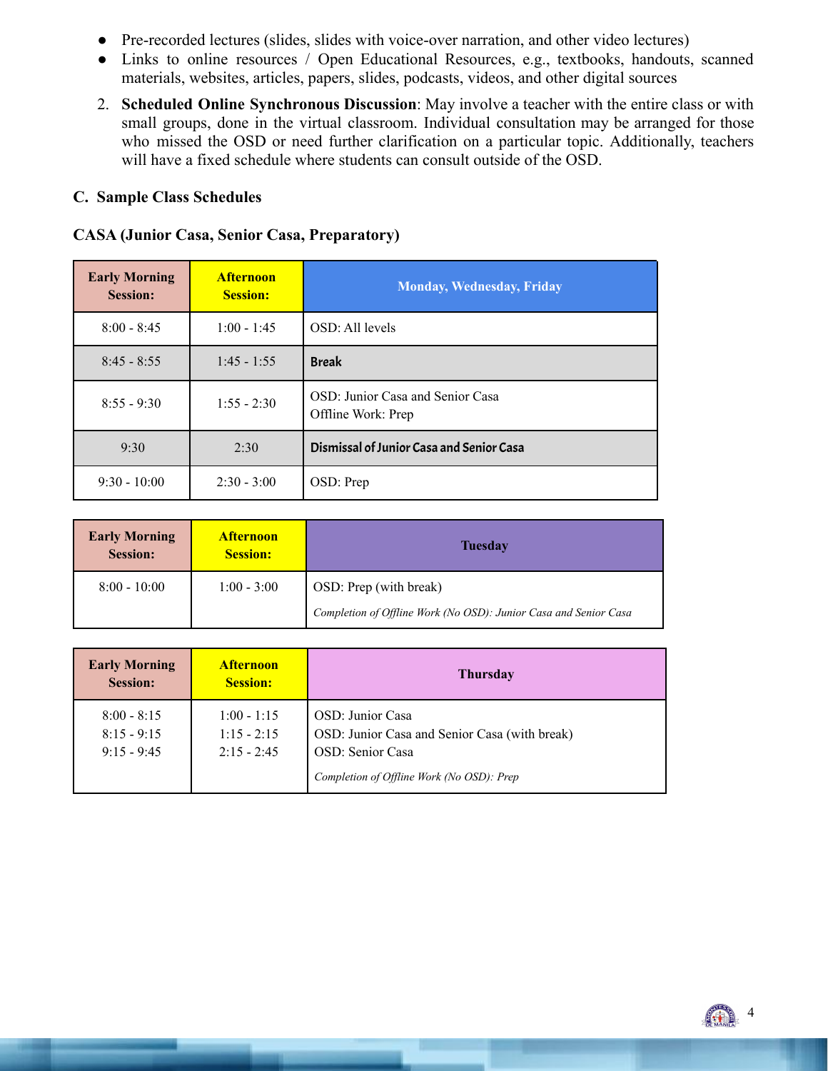- Pre-recorded lectures (slides, slides with voice-over narration, and other video lectures)
- Links to online resources / Open Educational Resources, e.g., textbooks, handouts, scanned materials, websites, articles, papers, slides, podcasts, videos, and other digital sources

2. **Scheduled Online Synchronous Discussion**: May involve a teacher with the entire class or with small groups, done in the virtual classroom. Individual consultation may be arranged for those who missed the OSD or need further clarification on a particular topic. Additionally, teachers will have a fixed schedule where students can consult outside of the OSD.

### C. Sample Class Schedules

**CASA (Junior Casa, Senior Casa, Preparatory)**

| Early Morning Session: | Afternoon Session: | Monday, Wednesday, Friday |
|---|---|---|
| 8:00 - 8:45 | 1:00 - 1:45 | OSD: All levels |
| 8:45 - 8:55 | 1:45 - 1:55 | **Break** |
| 8:55 - 9:30 | 1:55 - 2:30 | OSD: Junior Casa and Senior Casa<br>Offline Work: Prep |
| 9:30 | 2:30 | **Dismissal of Junior Casa and Senior Casa** |
| 9:30 - 10:00 | 2:30 - 3:00 | OSD: Prep |

| Early Morning Session: | Afternoon Session: | Tuesday |
|---|---|---|
| 8:00 - 10:00 | 1:00 - 3:00 | OSD: Prep (with break)<br>*Completion of Offline Work (No OSD): Junior Casa and Senior Casa* |

| Early Morning Session: | Afternoon Session: | Thursday |
|---|---|---|
| 8:00 - 8:15<br>8:15 - 9:15<br>9:15 - 9:45 | 1:00 - 1:15<br>1:15 - 2:15<br>2:15 - 2:45 | OSD: Junior Casa<br>OSD: Junior Casa and Senior Casa (with break)<br>OSD: Senior Casa<br>*Completion of Offline Work (No OSD): Prep* |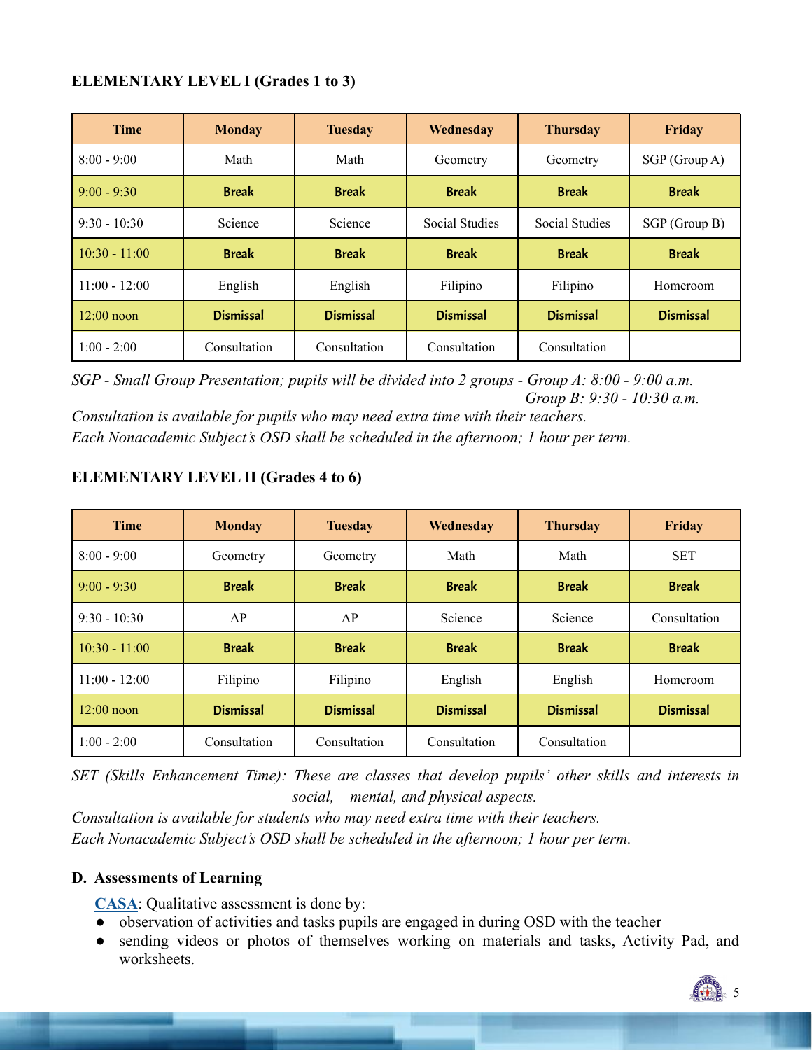**ELEMENTARY LEVEL I (Grades 1 to 3)**

| Time | Monday | Tuesday | Wednesday | Thursday | Friday |
|---|---|---|---|---|---|
| 8:00 - 9:00 | Math | Math | Geometry | Geometry | SGP (Group A) |
| 9:00 - 9:30 | **Break** | **Break** | **Break** | **Break** | **Break** |
| 9:30 - 10:30 | Science | Science | Social Studies | Social Studies | SGP (Group B) |
| 10:30 - 11:00 | **Break** | **Break** | **Break** | **Break** | **Break** |
| 11:00 - 12:00 | English | English | Filipino | Filipino | Homeroom |
| 12:00 noon | **Dismissal** | **Dismissal** | **Dismissal** | **Dismissal** | **Dismissal** |
| 1:00 - 2:00 | Consultation | Consultation | Consultation | Consultation | |

*SGP - Small Group Presentation; pupils will be divided into 2 groups - Group A: 8:00 - 9:00 a.m.*
*Group B: 9:30 - 10:30 a.m.*
*Consultation is available for pupils who may need extra time with their teachers.*
*Each Nonacademic Subject's OSD shall be scheduled in the afternoon; 1 hour per term.*

**ELEMENTARY LEVEL II (Grades 4 to 6)**

| Time | Monday | Tuesday | Wednesday | Thursday | Friday |
|---|---|---|---|---|---|
| 8:00 - 9:00 | Geometry | Geometry | Math | Math | SET |
| 9:00 - 9:30 | **Break** | **Break** | **Break** | **Break** | **Break** |
| 9:30 - 10:30 | AP | AP | Science | Science | Consultation |
| 10:30 - 11:00 | **Break** | **Break** | **Break** | **Break** | **Break** |
| 11:00 - 12:00 | Filipino | Filipino | English | English | Homeroom |
| 12:00 noon | **Dismissal** | **Dismissal** | **Dismissal** | **Dismissal** | **Dismissal** |
| 1:00 - 2:00 | Consultation | Consultation | Consultation | Consultation | |

*SET (Skills Enhancement Time): These are classes that develop pupils' other skills and interests in social, mental, and physical aspects.*
*Consultation is available for students who may need extra time with their teachers.*
*Each Nonacademic Subject's OSD shall be scheduled in the afternoon; 1 hour per term.*

**D. Assessments of Learning**

**CASA**: Qualitative assessment is done by:

- observation of activities and tasks pupils are engaged in during OSD with the teacher
- sending videos or photos of themselves working on materials and tasks, Activity Pad, and worksheets.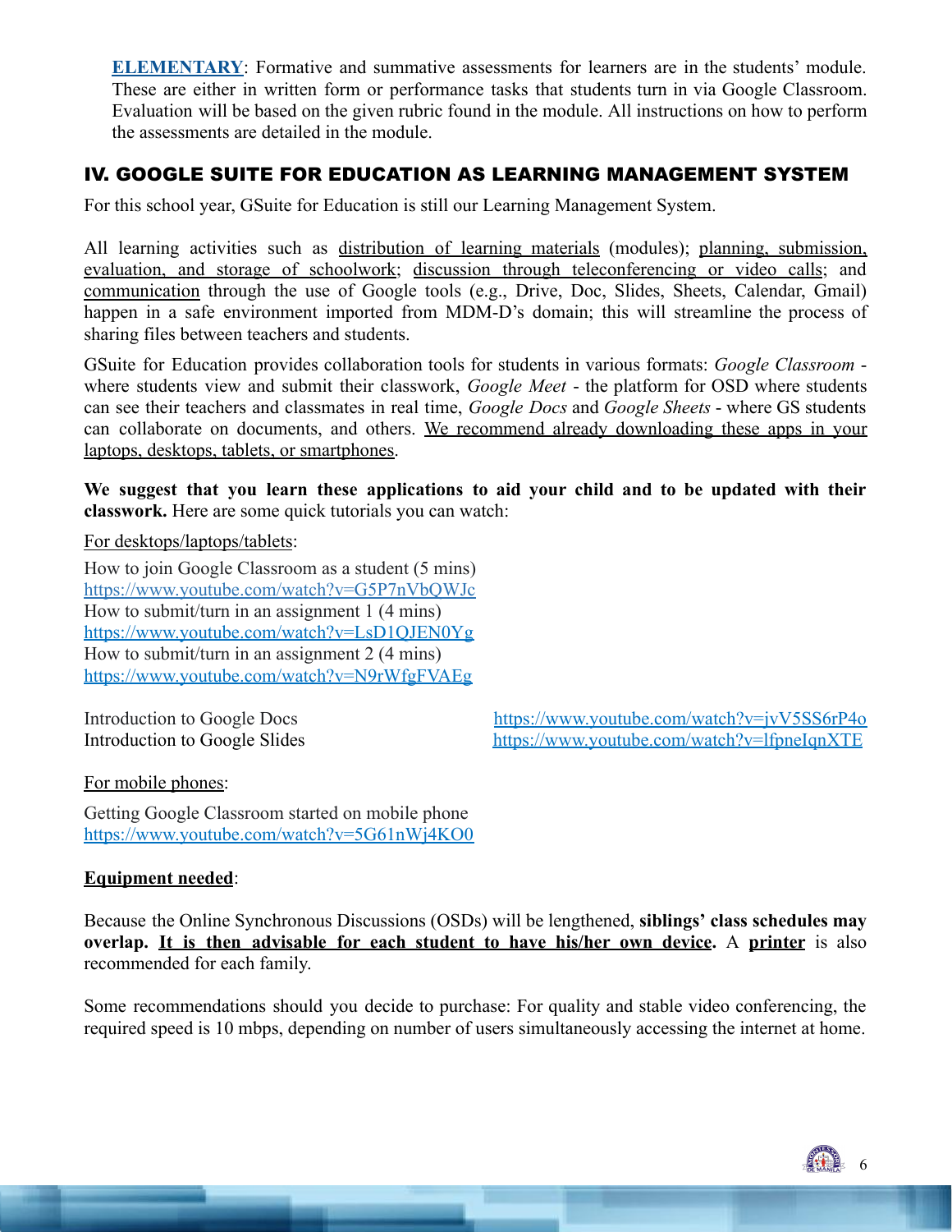**ELEMENTARY**: Formative and summative assessments for learners are in the students' module. These are either in written form or performance tasks that students turn in via Google Classroom. Evaluation will be based on the given rubric found in the module. All instructions on how to perform the assessments are detailed in the module.

## IV. GOOGLE SUITE FOR EDUCATION AS LEARNING MANAGEMENT SYSTEM

For this school year, GSuite for Education is still our Learning Management System.

All learning activities such as distribution of learning materials (modules); planning, submission, evaluation, and storage of schoolwork; discussion through teleconferencing or video calls; and communication through the use of Google tools (e.g., Drive, Doc, Slides, Sheets, Calendar, Gmail) happen in a safe environment imported from MDM-D's domain; this will streamline the process of sharing files between teachers and students.

GSuite for Education provides collaboration tools for students in various formats: *Google Classroom* - where students view and submit their classwork, *Google Meet* - the platform for OSD where students can see their teachers and classmates in real time, *Google Docs* and *Google Sheets* - where GS students can collaborate on documents, and others. We recommend already downloading these apps in your laptops, desktops, tablets, or smartphones.

**We suggest that you learn these applications to aid your child and to be updated with their classwork.** Here are some quick tutorials you can watch:

For desktops/laptops/tablets:

How to join Google Classroom as a student (5 mins)
https://www.youtube.com/watch?v=G5P7nVbQWJc
How to submit/turn in an assignment 1 (4 mins)
https://www.youtube.com/watch?v=LsD1QJEN0Yg
How to submit/turn in an assignment 2 (4 mins)
https://www.youtube.com/watch?v=N9rWfgFVAEg

Introduction to Google Docs https://www.youtube.com/watch?v=jvV5SS6rP4o
Introduction to Google Slides https://www.youtube.com/watch?v=lfpneIqnXTE

For mobile phones:

Getting Google Classroom started on mobile phone
https://www.youtube.com/watch?v=5G61nWj4KO0

**Equipment needed**:

Because the Online Synchronous Discussions (OSDs) will be lengthened, **siblings' class schedules may overlap. It is then advisable for each student to have his/her own device.** A **printer** is also recommended for each family.

Some recommendations should you decide to purchase: For quality and stable video conferencing, the required speed is 10 mbps, depending on number of users simultaneously accessing the internet at home.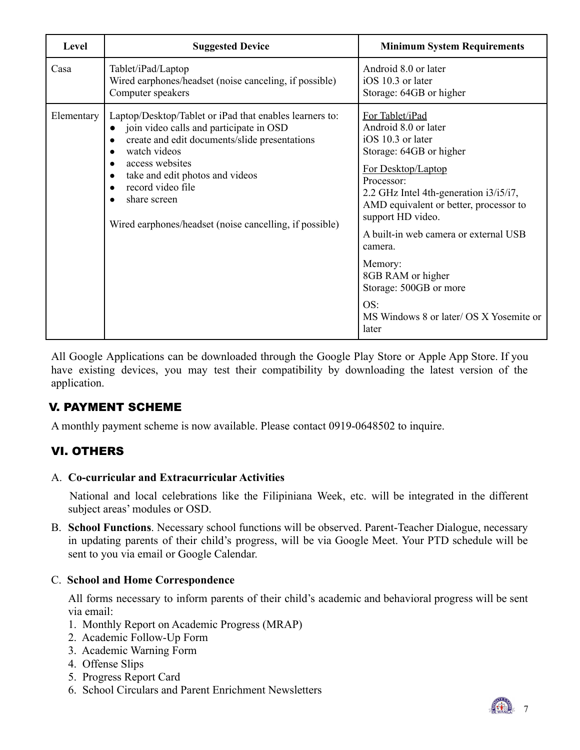| Level | Suggested Device | Minimum System Requirements |
| --- | --- | --- |
| Casa | Tablet/iPad/Laptop<br>Wired earphones/headset (noise canceling, if possible)<br>Computer speakers | Android 8.0 or later<br>iOS 10.3 or later<br>Storage: 64GB or higher |
| Elementary | Laptop/Desktop/Tablet or iPad that enables learners to:<br>● join video calls and participate in OSD<br>● create and edit documents/slide presentations<br>● watch videos<br>● access websites<br>● take and edit photos and videos<br>● record video file<br>● share screen<br><br>Wired earphones/headset (noise cancelling, if possible) | For Tablet/iPad<br>Android 8.0 or later<br>iOS 10.3 or later<br>Storage: 64GB or higher<br><br>For Desktop/Laptop<br>Processor:<br>2.2 GHz Intel 4th-generation i3/i5/i7, AMD equivalent or better, processor to support HD video.<br><br>A built-in web camera or external USB camera.<br><br>Memory:<br>8GB RAM or higher<br>Storage: 500GB or more<br><br>OS:<br>MS Windows 8 or later/ OS X Yosemite or later |

All Google Applications can be downloaded through the Google Play Store or Apple App Store. If you have existing devices, you may test their compatibility by downloading the latest version of the application.

## V. PAYMENT SCHEME

A monthly payment scheme is now available. Please contact 0919-0648502 to inquire.

## VI. OTHERS

A. **Co-curricular and Extracurricular Activities**

National and local celebrations like the Filipiniana Week, etc. will be integrated in the different subject areas' modules or OSD.

B. **School Functions**. Necessary school functions will be observed. Parent-Teacher Dialogue, necessary in updating parents of their child's progress, will be via Google Meet. Your PTD schedule will be sent to you via email or Google Calendar.

C. **School and Home Correspondence**

All forms necessary to inform parents of their child's academic and behavioral progress will be sent via email:

1. Monthly Report on Academic Progress (MRAP)
2. Academic Follow-Up Form
3. Academic Warning Form
4. Offense Slips
5. Progress Report Card
6. School Circulars and Parent Enrichment Newsletters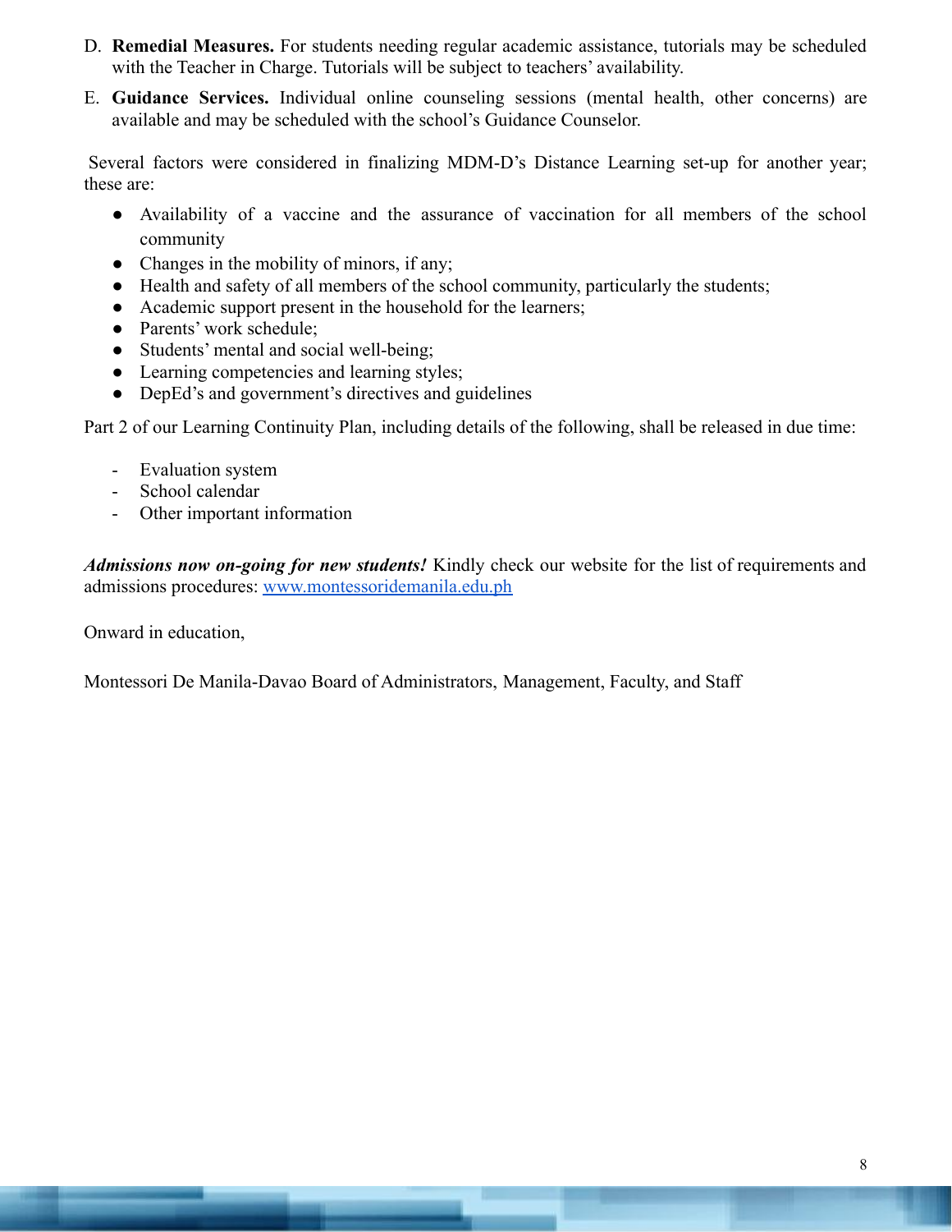D. **Remedial Measures.** For students needing regular academic assistance, tutorials may be scheduled with the Teacher in Charge. Tutorials will be subject to teachers' availability.

E. **Guidance Services.** Individual online counseling sessions (mental health, other concerns) are available and may be scheduled with the school's Guidance Counselor.

Several factors were considered in finalizing MDM-D's Distance Learning set-up for another year; these are:

- Availability of a vaccine and the assurance of vaccination for all members of the school community
- Changes in the mobility of minors, if any;
- Health and safety of all members of the school community, particularly the students;
- Academic support present in the household for the learners;
- Parents' work schedule;
- Students' mental and social well-being;
- Learning competencies and learning styles;
- DepEd's and government's directives and guidelines

Part 2 of our Learning Continuity Plan, including details of the following, shall be released in due time:

- Evaluation system
- School calendar
- Other important information

***Admissions now on-going for new students!*** Kindly check our website for the list of requirements and admissions procedures: [www.montessoridemanila.edu.ph](www.montessoridemanila.edu.ph)

Onward in education,

Montessori De Manila-Davao Board of Administrators, Management, Faculty, and Staff